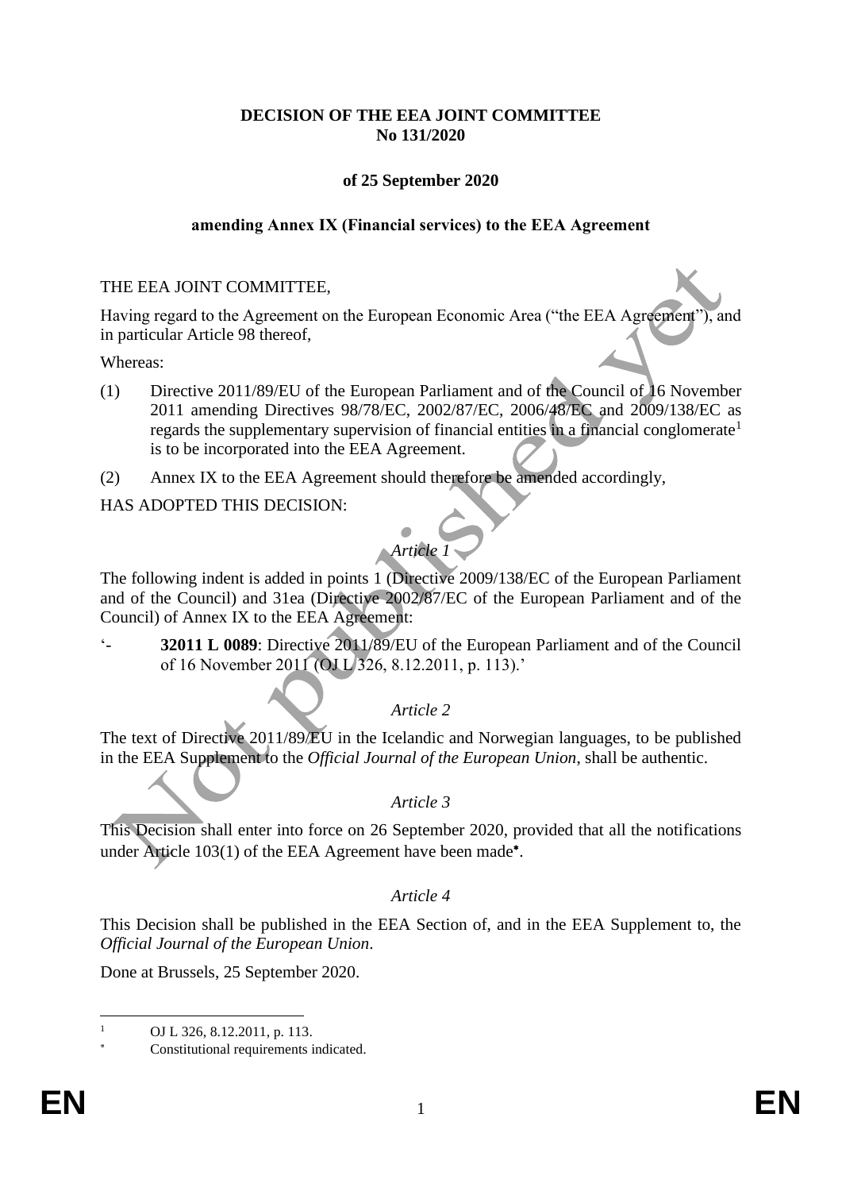**DECISION OF THE EEA JOINT COMMITTEE**
**No 131/2020**

**of 25 September 2020**

**amending Annex IX (Financial services) to the EEA Agreement**

THE EEA JOINT COMMITTEE,

Having regard to the Agreement on the European Economic Area ("the EEA Agreement"), and in particular Article 98 thereof,

Whereas:

(1) Directive 2011/89/EU of the European Parliament and of the Council of 16 November 2011 amending Directives 98/78/EC, 2002/87/EC, 2006/48/EC and 2009/138/EC as regards the supplementary supervision of financial entities in a financial conglomerate[1] is to be incorporated into the EEA Agreement.

(2) Annex IX to the EEA Agreement should therefore be amended accordingly,

HAS ADOPTED THIS DECISION:

*Article 1*

The following indent is added in points 1 (Directive 2009/138/EC of the European Parliament and of the Council) and 31ea (Directive 2002/87/EC of the European Parliament and of the Council) of Annex IX to the EEA Agreement:

'- **32011 L 0089**: Directive 2011/89/EU of the European Parliament and of the Council of 16 November 2011 (OJ L 326, 8.12.2011, p. 113).'

*Article 2*

The text of Directive 2011/89/EU in the Icelandic and Norwegian languages, to be published in the EEA Supplement to the *Official Journal of the European Union*, shall be authentic.

*Article 3*

This Decision shall enter into force on 26 September 2020, provided that all the notifications under Article 103(1) of the EEA Agreement have been made[*].

*Article 4*

This Decision shall be published in the EEA Section of, and in the EEA Supplement to, the *Official Journal of the European Union*.

Done at Brussels, 25 September 2020.

---

[1] OJ L 326, 8.12.2011, p. 113.

[*] Constitutional requirements indicated.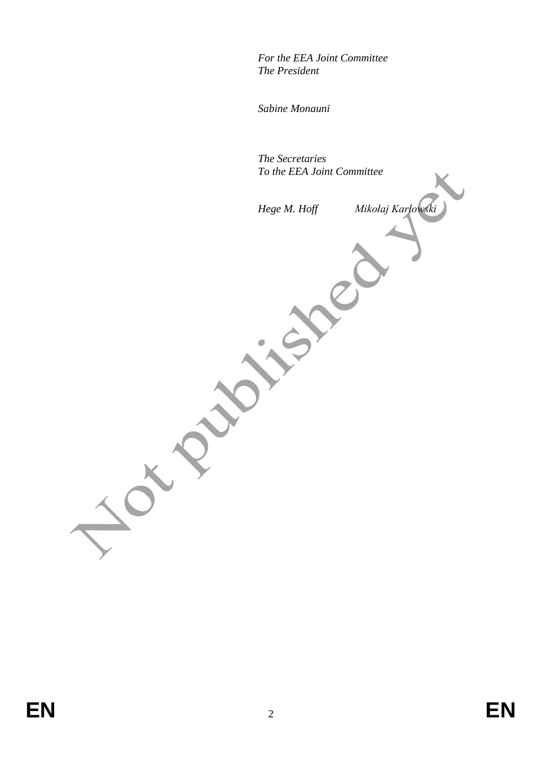*For the EEA Joint Committee*
*The President*

*Sabine Monauni*

*The Secretaries*
*To the EEA Joint Committee*

*Hege M. Hoff*  *Mikołaj Karłowski*